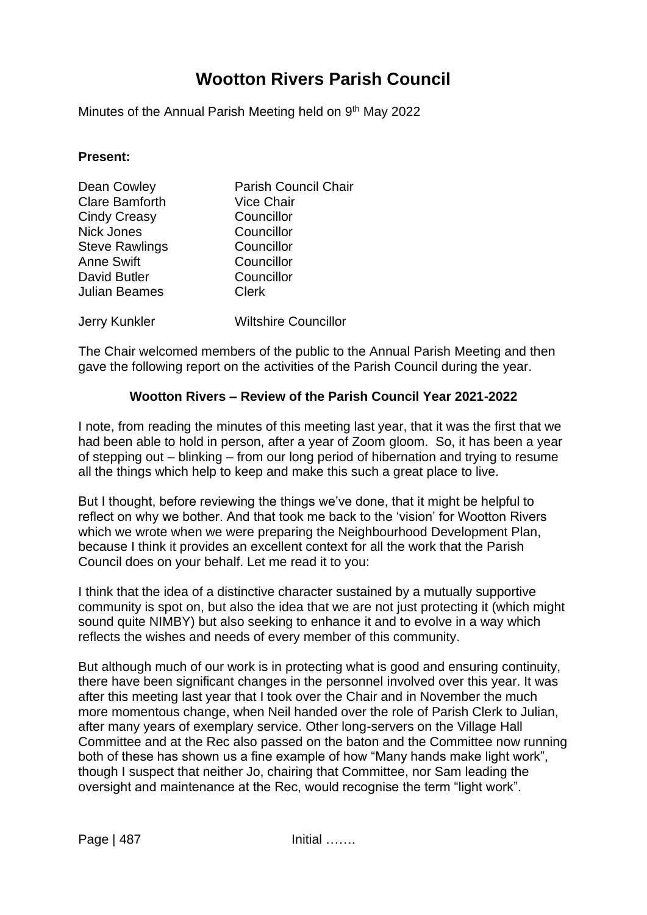# Wootton Rivers Parish Council

Minutes of the Annual Parish Meeting held on 9th May 2022

**Present:**

| | |
|---|---|
| Dean Cowley | Parish Council Chair |
| Clare Bamforth | Vice Chair |
| Cindy Creasy | Councillor |
| Nick Jones | Councillor |
| Steve Rawlings | Councillor |
| Anne Swift | Councillor |
| David Butler | Councillor |
| Julian Beames | Clerk |
| Jerry Kunkler | Wiltshire Councillor |

The Chair welcomed members of the public to the Annual Parish Meeting and then gave the following report on the activities of the Parish Council during the year.

**Wootton Rivers – Review of the Parish Council Year 2021-2022**

I note, from reading the minutes of this meeting last year, that it was the first that we had been able to hold in person, after a year of Zoom gloom. So, it has been a year of stepping out – blinking – from our long period of hibernation and trying to resume all the things which help to keep and make this such a great place to live.

But I thought, before reviewing the things we've done, that it might be helpful to reflect on why we bother. And that took me back to the 'vision' for Wootton Rivers which we wrote when we were preparing the Neighbourhood Development Plan, because I think it provides an excellent context for all the work that the Parish Council does on your behalf. Let me read it to you:

I think that the idea of a distinctive character sustained by a mutually supportive community is spot on, but also the idea that we are not just protecting it (which might sound quite NIMBY) but also seeking to enhance it and to evolve in a way which reflects the wishes and needs of every member of this community.

But although much of our work is in protecting what is good and ensuring continuity, there have been significant changes in the personnel involved over this year. It was after this meeting last year that I took over the Chair and in November the much more momentous change, when Neil handed over the role of Parish Clerk to Julian, after many years of exemplary service. Other long-servers on the Village Hall Committee and at the Rec also passed on the baton and the Committee now running both of these has shown us a fine example of how "Many hands make light work", though I suspect that neither Jo, chairing that Committee, nor Sam leading the oversight and maintenance at the Rec, would recognise the term "light work".

Initial …….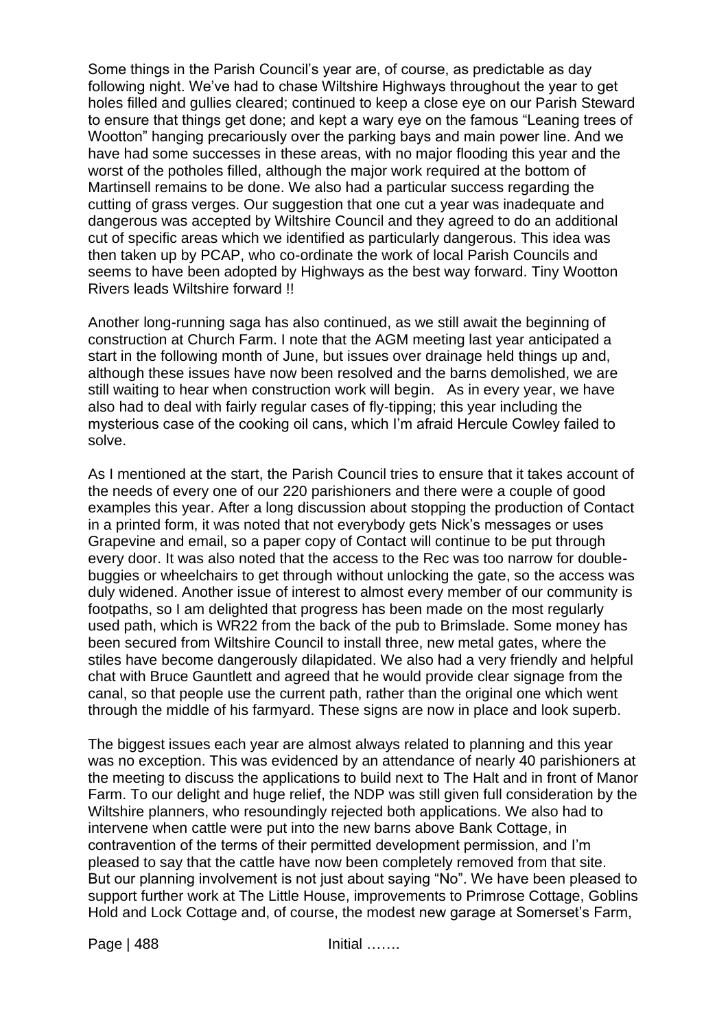Some things in the Parish Council's year are, of course, as predictable as day following night. We've had to chase Wiltshire Highways throughout the year to get holes filled and gullies cleared; continued to keep a close eye on our Parish Steward to ensure that things get done; and kept a wary eye on the famous "Leaning trees of Wootton" hanging precariously over the parking bays and main power line. And we have had some successes in these areas, with no major flooding this year and the worst of the potholes filled, although the major work required at the bottom of Martinsell remains to be done. We also had a particular success regarding the cutting of grass verges. Our suggestion that one cut a year was inadequate and dangerous was accepted by Wiltshire Council and they agreed to do an additional cut of specific areas which we identified as particularly dangerous. This idea was then taken up by PCAP, who co-ordinate the work of local Parish Councils and seems to have been adopted by Highways as the best way forward. Tiny Wootton Rivers leads Wiltshire forward !!

Another long-running saga has also continued, as we still await the beginning of construction at Church Farm. I note that the AGM meeting last year anticipated a start in the following month of June, but issues over drainage held things up and, although these issues have now been resolved and the barns demolished, we are still waiting to hear when construction work will begin. As in every year, we have also had to deal with fairly regular cases of fly-tipping; this year including the mysterious case of the cooking oil cans, which I'm afraid Hercule Cowley failed to solve.

As I mentioned at the start, the Parish Council tries to ensure that it takes account of the needs of every one of our 220 parishioners and there were a couple of good examples this year. After a long discussion about stopping the production of Contact in a printed form, it was noted that not everybody gets Nick's messages or uses Grapevine and email, so a paper copy of Contact will continue to be put through every door. It was also noted that the access to the Rec was too narrow for double-buggies or wheelchairs to get through without unlocking the gate, so the access was duly widened. Another issue of interest to almost every member of our community is footpaths, so I am delighted that progress has been made on the most regularly used path, which is WR22 from the back of the pub to Brimslade. Some money has been secured from Wiltshire Council to install three, new metal gates, where the stiles have become dangerously dilapidated. We also had a very friendly and helpful chat with Bruce Gauntlett and agreed that he would provide clear signage from the canal, so that people use the current path, rather than the original one which went through the middle of his farmyard. These signs are now in place and look superb.

The biggest issues each year are almost always related to planning and this year was no exception. This was evidenced by an attendance of nearly 40 parishioners at the meeting to discuss the applications to build next to The Halt and in front of Manor Farm. To our delight and huge relief, the NDP was still given full consideration by the Wiltshire planners, who resoundingly rejected both applications. We also had to intervene when cattle were put into the new barns above Bank Cottage, in contravention of the terms of their permitted development permission, and I'm pleased to say that the cattle have now been completely removed from that site. But our planning involvement is not just about saying "No". We have been pleased to support further work at The Little House, improvements to Primrose Cottage, Goblins Hold and Lock Cottage and, of course, the modest new garage at Somerset's Farm,

Initial …….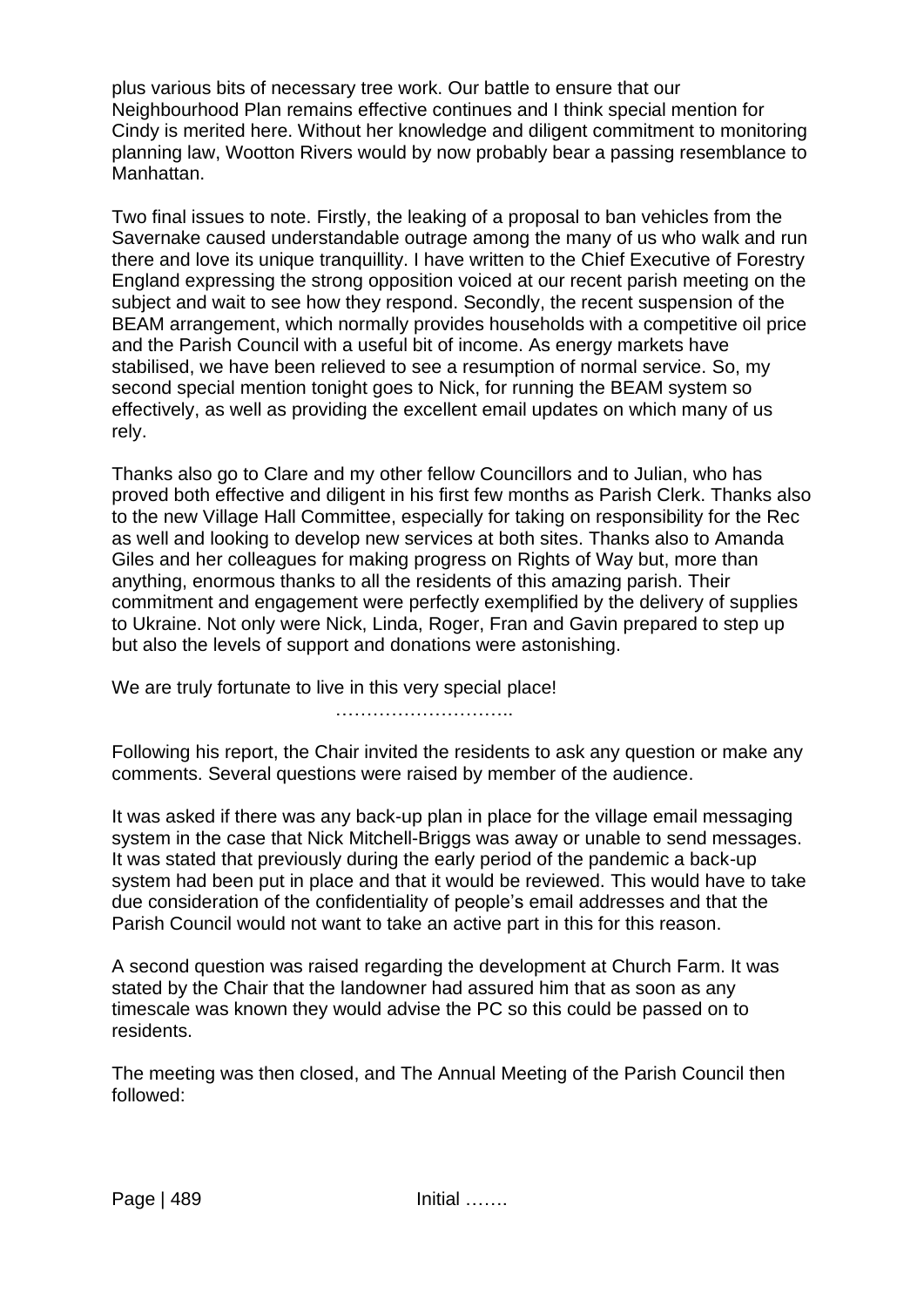plus various bits of necessary tree work. Our battle to ensure that our Neighbourhood Plan remains effective continues and I think special mention for Cindy is merited here. Without her knowledge and diligent commitment to monitoring planning law, Wootton Rivers would by now probably bear a passing resemblance to Manhattan.

Two final issues to note. Firstly, the leaking of a proposal to ban vehicles from the Savernake caused understandable outrage among the many of us who walk and run there and love its unique tranquillity. I have written to the Chief Executive of Forestry England expressing the strong opposition voiced at our recent parish meeting on the subject and wait to see how they respond. Secondly, the recent suspension of the BEAM arrangement, which normally provides households with a competitive oil price and the Parish Council with a useful bit of income. As energy markets have stabilised, we have been relieved to see a resumption of normal service. So, my second special mention tonight goes to Nick, for running the BEAM system so effectively, as well as providing the excellent email updates on which many of us rely.

Thanks also go to Clare and my other fellow Councillors and to Julian, who has proved both effective and diligent in his first few months as Parish Clerk. Thanks also to the new Village Hall Committee, especially for taking on responsibility for the Rec as well and looking to develop new services at both sites. Thanks also to Amanda Giles and her colleagues for making progress on Rights of Way but, more than anything, enormous thanks to all the residents of this amazing parish. Their commitment and engagement were perfectly exemplified by the delivery of supplies to Ukraine. Not only were Nick, Linda, Roger, Fran and Gavin prepared to step up but also the levels of support and donations were astonishing.

We are truly fortunate to live in this very special place!

………………………..

Following his report, the Chair invited the residents to ask any question or make any comments. Several questions were raised by member of the audience.

It was asked if there was any back-up plan in place for the village email messaging system in the case that Nick Mitchell-Briggs was away or unable to send messages. It was stated that previously during the early period of the pandemic a back-up system had been put in place and that it would be reviewed. This would have to take due consideration of the confidentiality of people's email addresses and that the Parish Council would not want to take an active part in this for this reason.

A second question was raised regarding the development at Church Farm. It was stated by the Chair that the landowner had assured him that as soon as any timescale was known they would advise the PC so this could be passed on to residents.

The meeting was then closed, and The Annual Meeting of the Parish Council then followed:

Initial …….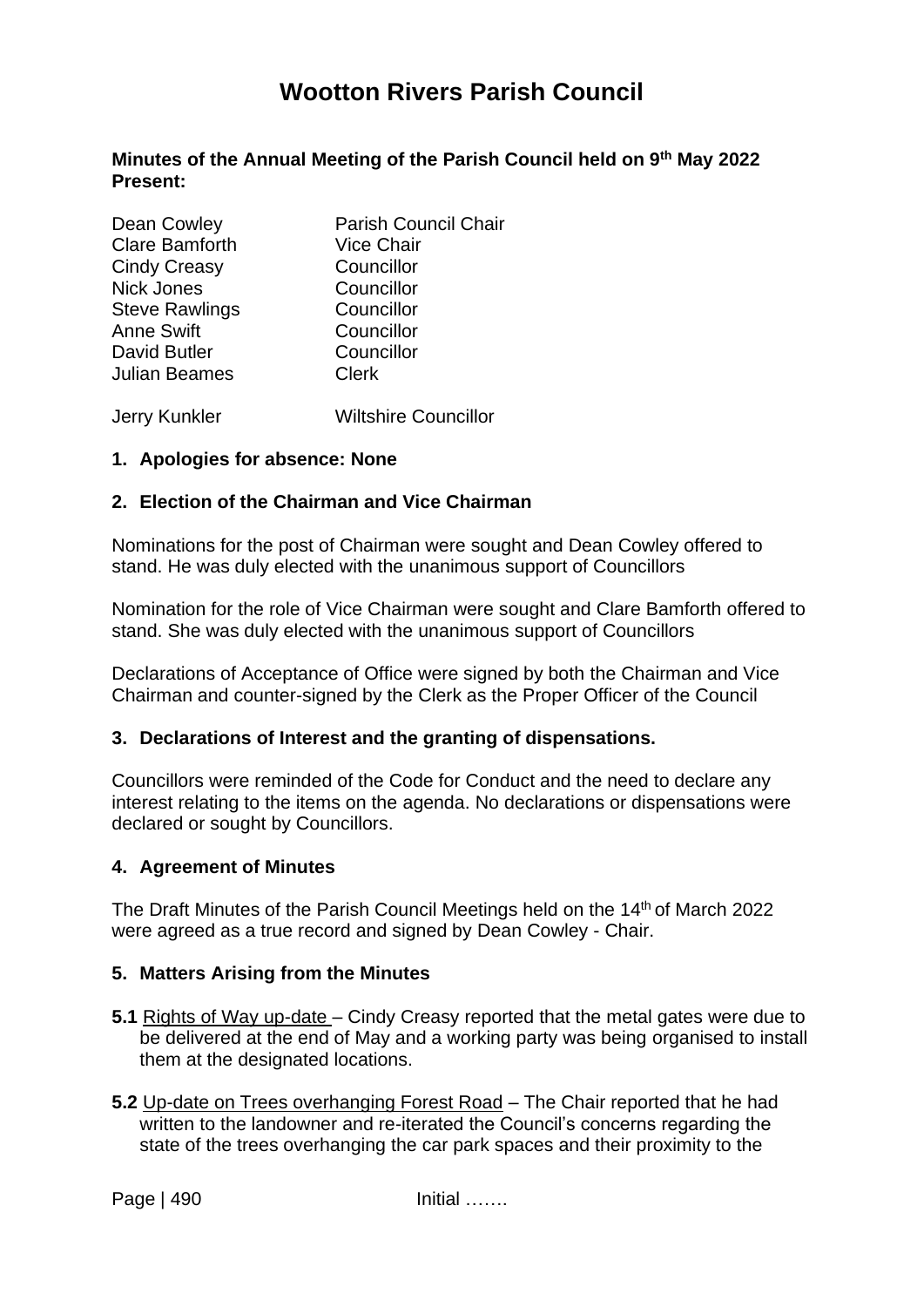# Wootton Rivers Parish Council

**Minutes of the Annual Meeting of the Parish Council held on 9th May 2022**
**Present:**

| | |
|---|---|
| Dean Cowley | Parish Council Chair |
| Clare Bamforth | Vice Chair |
| Cindy Creasy | Councillor |
| Nick Jones | Councillor |
| Steve Rawlings | Councillor |
| Anne Swift | Councillor |
| David Butler | Councillor |
| Julian Beames | Clerk |
| | |
| Jerry Kunkler | Wiltshire Councillor |

**1. Apologies for absence: None**

**2. Election of the Chairman and Vice Chairman**

Nominations for the post of Chairman were sought and Dean Cowley offered to stand. He was duly elected with the unanimous support of Councillors

Nomination for the role of Vice Chairman were sought and Clare Bamforth offered to stand. She was duly elected with the unanimous support of Councillors

Declarations of Acceptance of Office were signed by both the Chairman and Vice Chairman and counter-signed by the Clerk as the Proper Officer of the Council

**3. Declarations of Interest and the granting of dispensations.**

Councillors were reminded of the Code for Conduct and the need to declare any interest relating to the items on the agenda. No declarations or dispensations were declared or sought by Councillors.

**4. Agreement of Minutes**

The Draft Minutes of the Parish Council Meetings held on the 14th of March 2022 were agreed as a true record and signed by Dean Cowley - Chair.

**5. Matters Arising from the Minutes**

**5.1** Rights of Way up-date – Cindy Creasy reported that the metal gates were due to be delivered at the end of May and a working party was being organised to install them at the designated locations.

**5.2** Up-date on Trees overhanging Forest Road – The Chair reported that he had written to the landowner and re-iterated the Council's concerns regarding the state of the trees overhanging the car park spaces and their proximity to the

Initial …….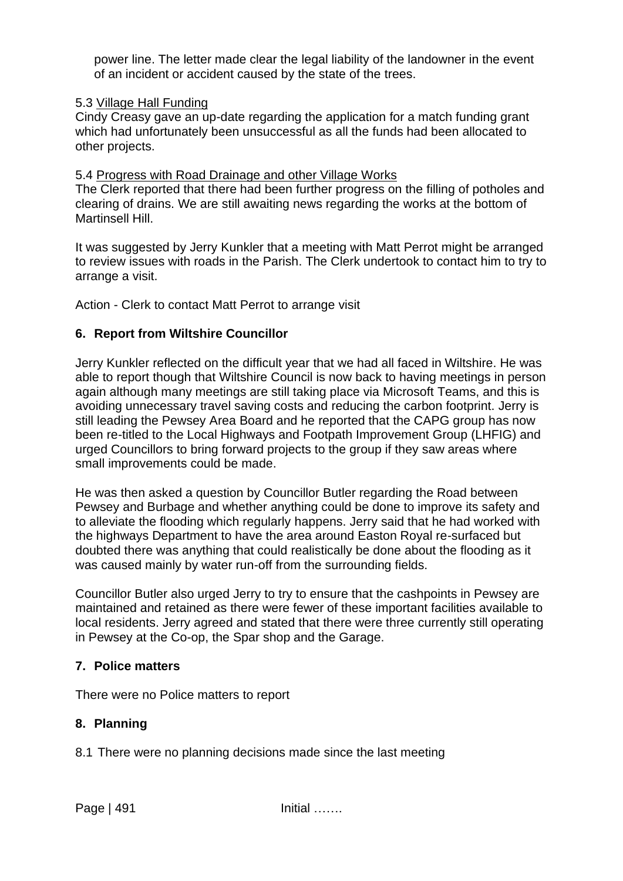power line. The letter made clear the legal liability of the landowner in the event of an incident or accident caused by the state of the trees.

5.3 <u>Village Hall Funding</u>
Cindy Creasy gave an up-date regarding the application for a match funding grant which had unfortunately been unsuccessful as all the funds had been allocated to other projects.

5.4 <u>Progress with Road Drainage and other Village Works</u>
The Clerk reported that there had been further progress on the filling of potholes and clearing of drains. We are still awaiting news regarding the works at the bottom of Martinsell Hill.

It was suggested by Jerry Kunkler that a meeting with Matt Perrot might be arranged to review issues with roads in the Parish. The Clerk undertook to contact him to try to arrange a visit.

Action - Clerk to contact Matt Perrot to arrange visit

## 6. Report from Wiltshire Councillor

Jerry Kunkler reflected on the difficult year that we had all faced in Wiltshire. He was able to report though that Wiltshire Council is now back to having meetings in person again although many meetings are still taking place via Microsoft Teams, and this is avoiding unnecessary travel saving costs and reducing the carbon footprint. Jerry is still leading the Pewsey Area Board and he reported that the CAPG group has now been re-titled to the Local Highways and Footpath Improvement Group (LHFIG) and urged Councillors to bring forward projects to the group if they saw areas where small improvements could be made.

He was then asked a question by Councillor Butler regarding the Road between Pewsey and Burbage and whether anything could be done to improve its safety and to alleviate the flooding which regularly happens. Jerry said that he had worked with the highways Department to have the area around Easton Royal re-surfaced but doubted there was anything that could realistically be done about the flooding as it was caused mainly by water run-off from the surrounding fields.

Councillor Butler also urged Jerry to try to ensure that the cashpoints in Pewsey are maintained and retained as there were fewer of these important facilities available to local residents. Jerry agreed and stated that there were three currently still operating in Pewsey at the Co-op, the Spar shop and the Garage.

## 7. Police matters

There were no Police matters to report

## 8. Planning

8.1 There were no planning decisions made since the last meeting

Initial …….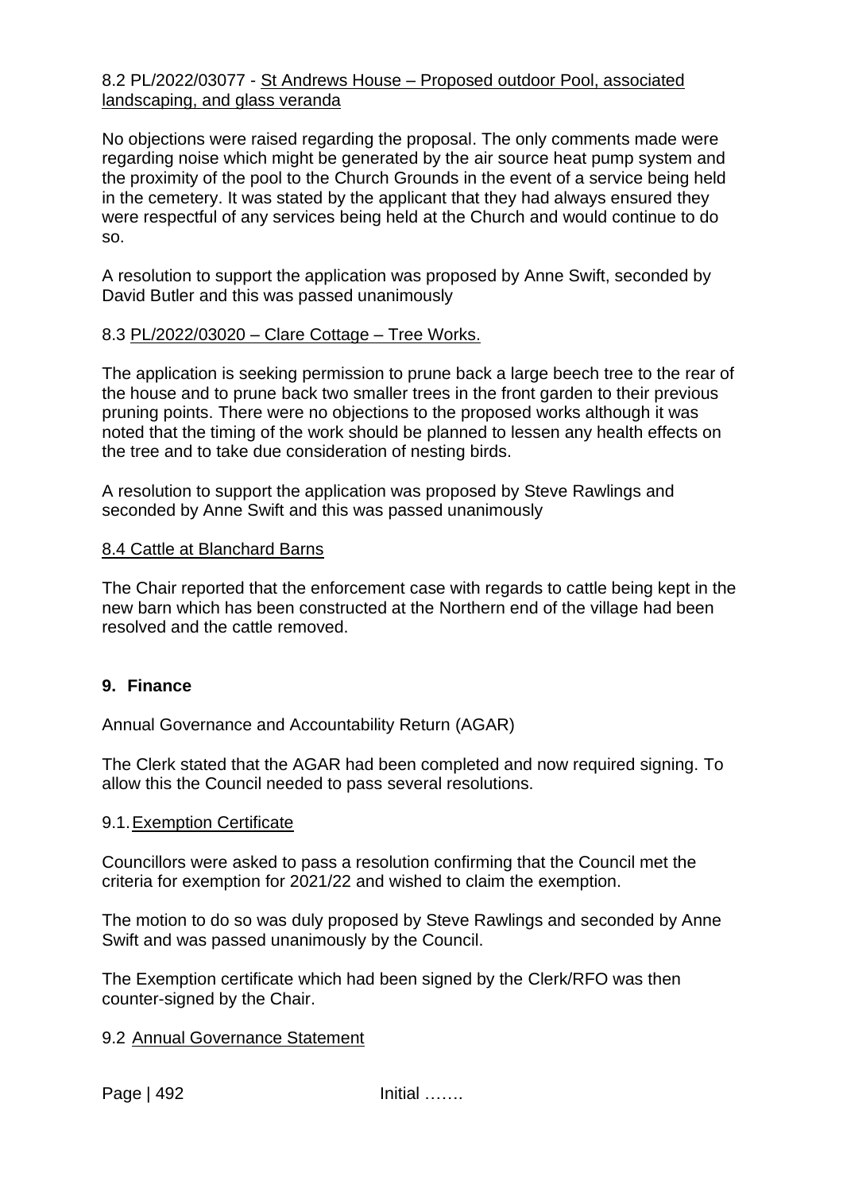8.2 PL/2022/03077 - St Andrews House – Proposed outdoor Pool, associated landscaping, and glass veranda

No objections were raised regarding the proposal. The only comments made were regarding noise which might be generated by the air source heat pump system and the proximity of the pool to the Church Grounds in the event of a service being held in the cemetery. It was stated by the applicant that they had always ensured they were respectful of any services being held at the Church and would continue to do so.

A resolution to support the application was proposed by Anne Swift, seconded by David Butler and this was passed unanimously

8.3 PL/2022/03020 – Clare Cottage – Tree Works.

The application is seeking permission to prune back a large beech tree to the rear of the house and to prune back two smaller trees in the front garden to their previous pruning points. There were no objections to the proposed works although it was noted that the timing of the work should be planned to lessen any health effects on the tree and to take due consideration of nesting birds.

A resolution to support the application was proposed by Steve Rawlings and seconded by Anne Swift and this was passed unanimously

8.4 Cattle at Blanchard Barns

The Chair reported that the enforcement case with regards to cattle being kept in the new barn which has been constructed at the Northern end of the village had been resolved and the cattle removed.

## 9. Finance

Annual Governance and Accountability Return (AGAR)

The Clerk stated that the AGAR had been completed and now required signing. To allow this the Council needed to pass several resolutions.

9.1. Exemption Certificate

Councillors were asked to pass a resolution confirming that the Council met the criteria for exemption for 2021/22 and wished to claim the exemption.

The motion to do so was duly proposed by Steve Rawlings and seconded by Anne Swift and was passed unanimously by the Council.

The Exemption certificate which had been signed by the Clerk/RFO was then counter-signed by the Chair.

9.2 Annual Governance Statement

Initial …….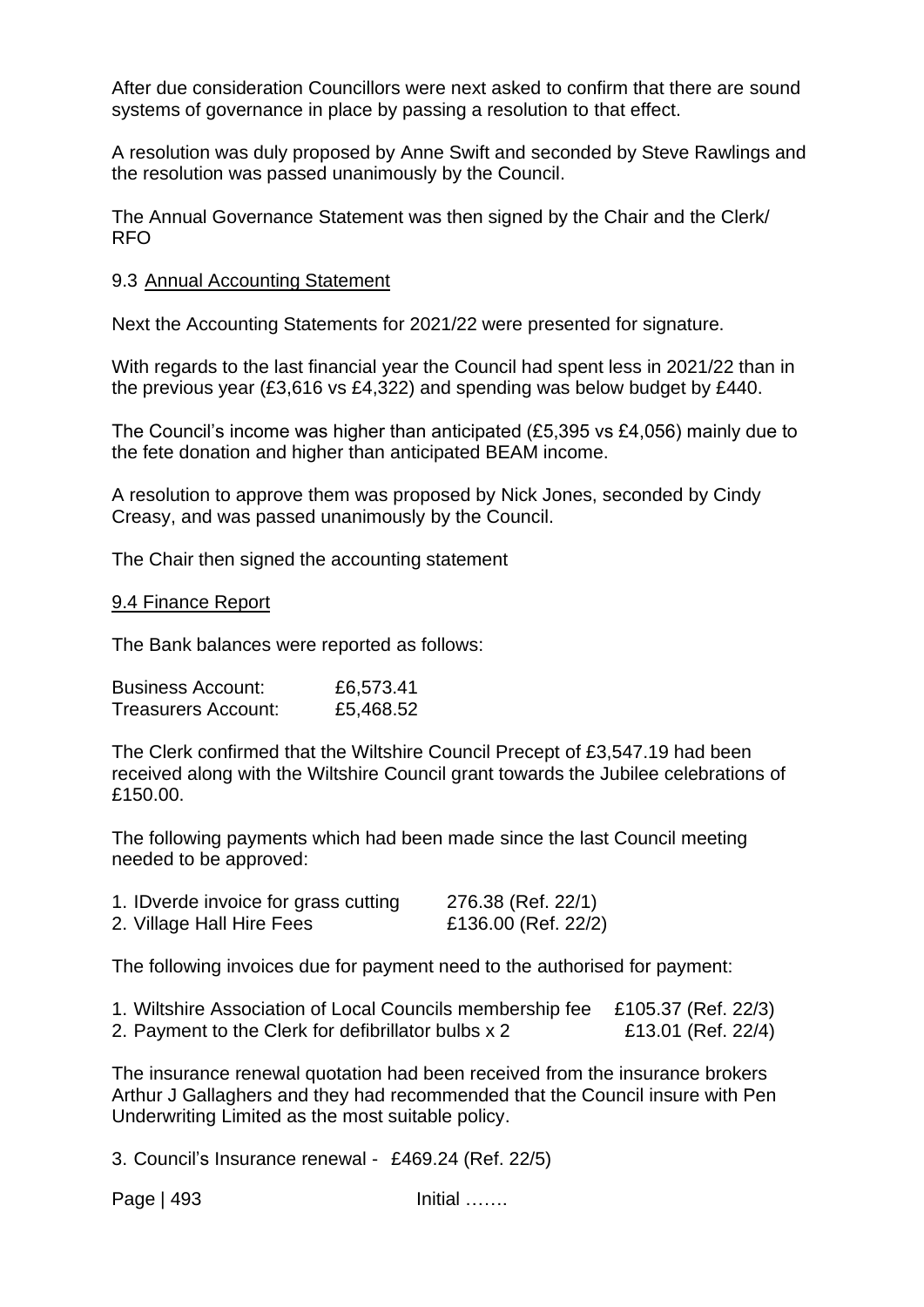After due consideration Councillors were next asked to confirm that there are sound systems of governance in place by passing a resolution to that effect.

A resolution was duly proposed by Anne Swift and seconded by Steve Rawlings and the resolution was passed unanimously by the Council.

The Annual Governance Statement was then signed by the Chair and the Clerk/ RFO

9.3 <u>Annual Accounting Statement</u>

Next the Accounting Statements for 2021/22 were presented for signature.

With regards to the last financial year the Council had spent less in 2021/22 than in the previous year (£3,616 vs £4,322) and spending was below budget by £440.

The Council's income was higher than anticipated (£5,395 vs £4,056) mainly due to the fete donation and higher than anticipated BEAM income.

A resolution to approve them was proposed by Nick Jones, seconded by Cindy Creasy, and was passed unanimously by the Council.

The Chair then signed the accounting statement

<u>9.4 Finance Report</u>

The Bank balances were reported as follows:

| | |
|---|---|
| Business Account: | £6,573.41 |
| Treasurers Account: | £5,468.52 |

The Clerk confirmed that the Wiltshire Council Precept of £3,547.19 had been received along with the Wiltshire Council grant towards the Jubilee celebrations of £150.00.

The following payments which had been made since the last Council meeting needed to be approved:

| | |
|---|---|
| 1. IDverde invoice for grass cutting | 276.38 (Ref. 22/1) |
| 2. Village Hall Hire Fees | £136.00 (Ref. 22/2) |

The following invoices due for payment need to the authorised for payment:

| | |
|---|---|
| 1. Wiltshire Association of Local Councils membership fee | £105.37 (Ref. 22/3) |
| 2. Payment to the Clerk for defibrillator bulbs x 2 | £13.01 (Ref. 22/4) |

The insurance renewal quotation had been received from the insurance brokers Arthur J Gallaghers and they had recommended that the Council insure with Pen Underwriting Limited as the most suitable policy.

3. Council's Insurance renewal - £469.24 (Ref. 22/5)

Initial …….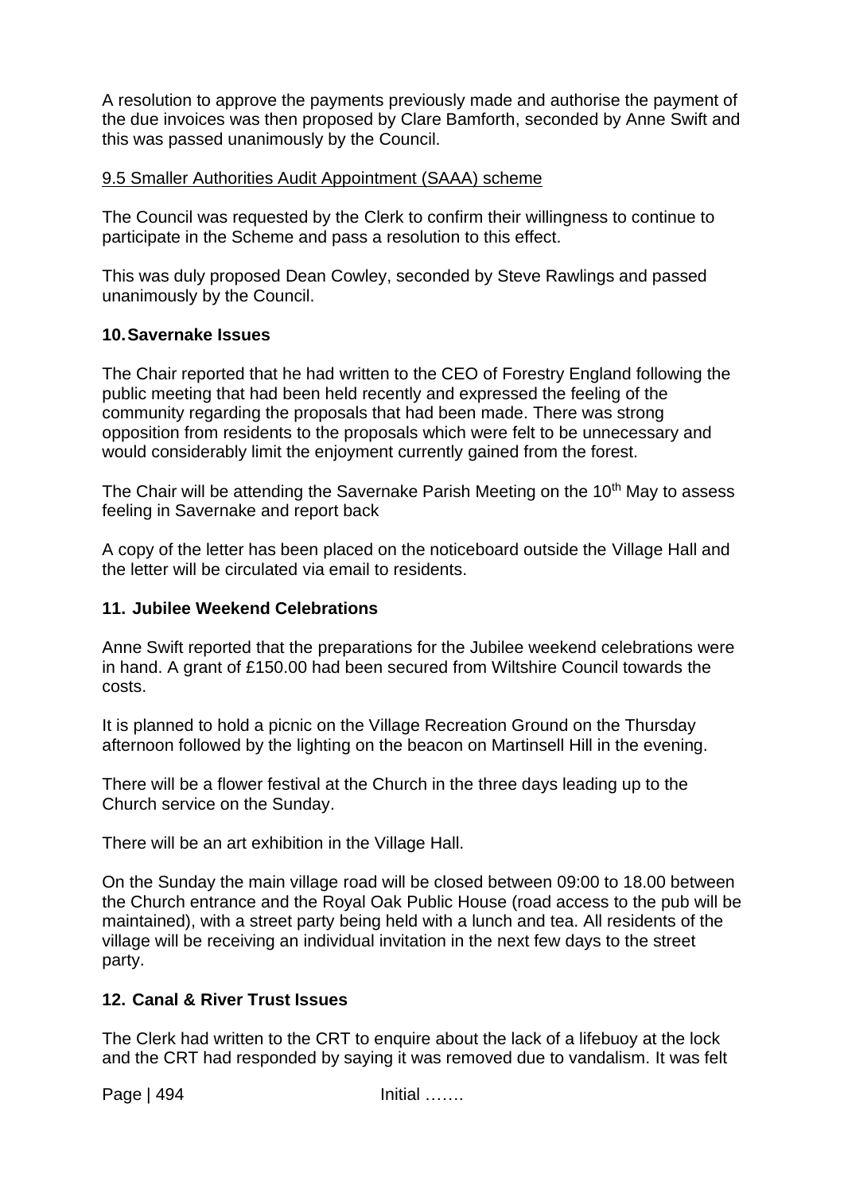A resolution to approve the payments previously made and authorise the payment of the due invoices was then proposed by Clare Bamforth, seconded by Anne Swift and this was passed unanimously by the Council.

9.5 Smaller Authorities Audit Appointment (SAAA) scheme

The Council was requested by the Clerk to confirm their willingness to continue to participate in the Scheme and pass a resolution to this effect.

This was duly proposed Dean Cowley, seconded by Steve Rawlings and passed unanimously by the Council.

## 10. Savernake Issues

The Chair reported that he had written to the CEO of Forestry England following the public meeting that had been held recently and expressed the feeling of the community regarding the proposals that had been made. There was strong opposition from residents to the proposals which were felt to be unnecessary and would considerably limit the enjoyment currently gained from the forest.

The Chair will be attending the Savernake Parish Meeting on the 10th May to assess feeling in Savernake and report back

A copy of the letter has been placed on the noticeboard outside the Village Hall and the letter will be circulated via email to residents.

## 11. Jubilee Weekend Celebrations

Anne Swift reported that the preparations for the Jubilee weekend celebrations were in hand. A grant of £150.00 had been secured from Wiltshire Council towards the costs.

It is planned to hold a picnic on the Village Recreation Ground on the Thursday afternoon followed by the lighting on the beacon on Martinsell Hill in the evening.

There will be a flower festival at the Church in the three days leading up to the Church service on the Sunday.

There will be an art exhibition in the Village Hall.

On the Sunday the main village road will be closed between 09:00 to 18.00 between the Church entrance and the Royal Oak Public House (road access to the pub will be maintained), with a street party being held with a lunch and tea. All residents of the village will be receiving an individual invitation in the next few days to the street party.

## 12. Canal & River Trust Issues

The Clerk had written to the CRT to enquire about the lack of a lifebuoy at the lock and the CRT had responded by saying it was removed due to vandalism. It was felt

Initial …….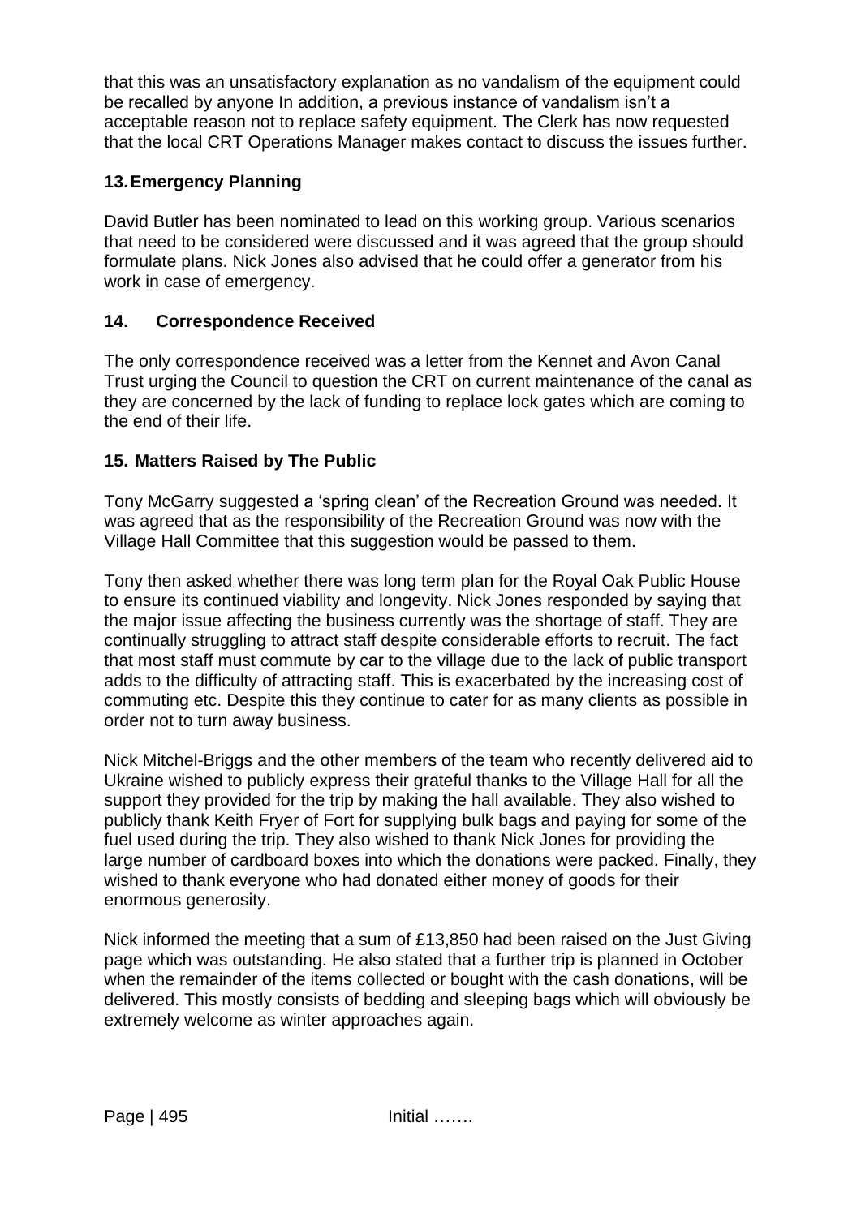that this was an unsatisfactory explanation as no vandalism of the equipment could be recalled by anyone In addition, a previous instance of vandalism isn't a acceptable reason not to replace safety equipment. The Clerk has now requested that the local CRT Operations Manager makes contact to discuss the issues further.

### 13. Emergency Planning

David Butler has been nominated to lead on this working group. Various scenarios that need to be considered were discussed and it was agreed that the group should formulate plans. Nick Jones also advised that he could offer a generator from his work in case of emergency.

### 14. Correspondence Received

The only correspondence received was a letter from the Kennet and Avon Canal Trust urging the Council to question the CRT on current maintenance of the canal as they are concerned by the lack of funding to replace lock gates which are coming to the end of their life.

### 15. Matters Raised by The Public

Tony McGarry suggested a 'spring clean' of the Recreation Ground was needed. It was agreed that as the responsibility of the Recreation Ground was now with the Village Hall Committee that this suggestion would be passed to them.

Tony then asked whether there was long term plan for the Royal Oak Public House to ensure its continued viability and longevity. Nick Jones responded by saying that the major issue affecting the business currently was the shortage of staff. They are continually struggling to attract staff despite considerable efforts to recruit. The fact that most staff must commute by car to the village due to the lack of public transport adds to the difficulty of attracting staff. This is exacerbated by the increasing cost of commuting etc. Despite this they continue to cater for as many clients as possible in order not to turn away business.

Nick Mitchel-Briggs and the other members of the team who recently delivered aid to Ukraine wished to publicly express their grateful thanks to the Village Hall for all the support they provided for the trip by making the hall available. They also wished to publicly thank Keith Fryer of Fort for supplying bulk bags and paying for some of the fuel used during the trip. They also wished to thank Nick Jones for providing the large number of cardboard boxes into which the donations were packed. Finally, they wished to thank everyone who had donated either money of goods for their enormous generosity.

Nick informed the meeting that a sum of £13,850 had been raised on the Just Giving page which was outstanding. He also stated that a further trip is planned in October when the remainder of the items collected or bought with the cash donations, will be delivered. This mostly consists of bedding and sleeping bags which will obviously be extremely welcome as winter approaches again.

Initial …….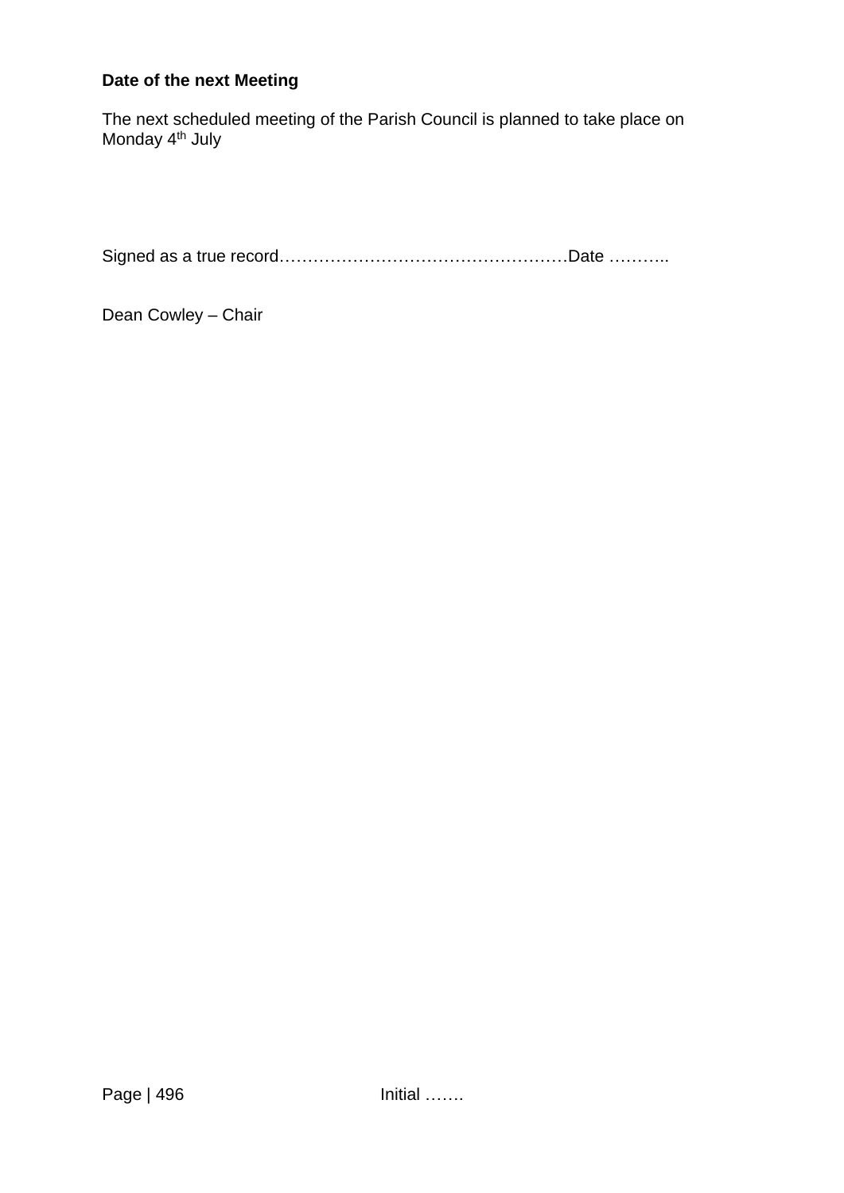**Date of the next Meeting**

The next scheduled meeting of the Parish Council is planned to take place on Monday 4th July

Signed as a true record……………………………………………Date ………..

Dean Cowley – Chair

Initial …….